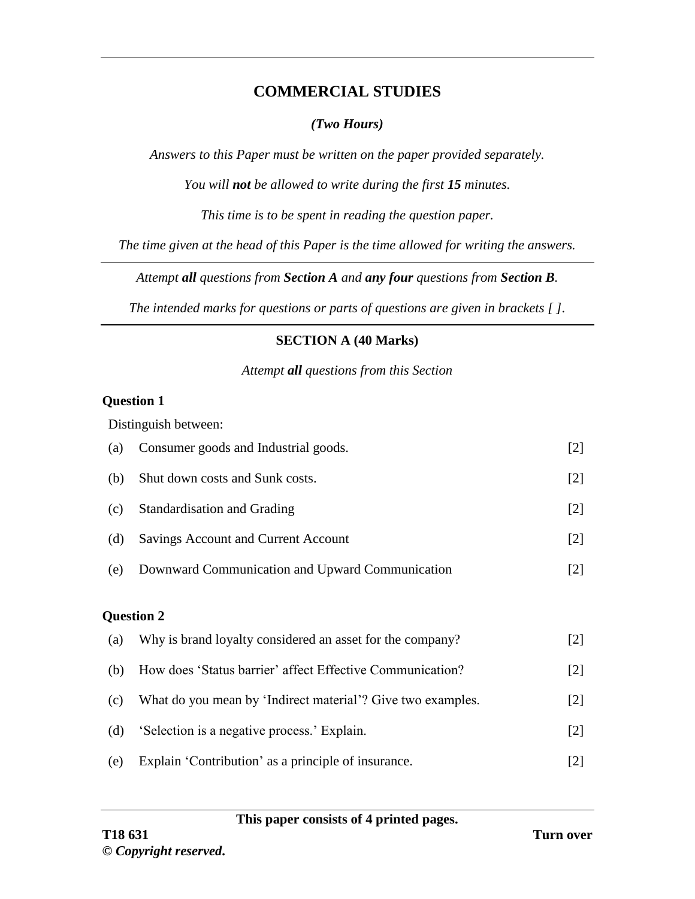# COMMERCIAL STUDIES

*(Two Hours)*

*Answers to this Paper must be written on the paper provided separately.*

*You will **not** be allowed to write during the first **15** minutes.*

*This time is to be spent in reading the question paper.*

*The time given at the head of this Paper is the time allowed for writing the answers.*

---

*Attempt **all** questions from **Section A** and **any four** questions from **Section B**.*

*The intended marks for questions or parts of questions are given in brackets [ ].*

---

## SECTION A (40 Marks)

*Attempt **all** questions from this Section*

### Question 1

Distinguish between:

(a) Consumer goods and Industrial goods. [2]

(b) Shut down costs and Sunk costs. [2]

(c) Standardisation and Grading [2]

(d) Savings Account and Current Account [2]

(e) Downward Communication and Upward Communication [2]

### Question 2

(a) Why is brand loyalty considered an asset for the company? [2]

(b) How does 'Status barrier' affect Effective Communication? [2]

(c) What do you mean by 'Indirect material'? Give two examples. [2]

(d) 'Selection is a negative process.' Explain. [2]

(e) Explain 'Contribution' as a principle of insurance. [2]

**This paper consists of 4 printed pages.**

**T18 631** **Turn over**

© ***Copyright reserved.***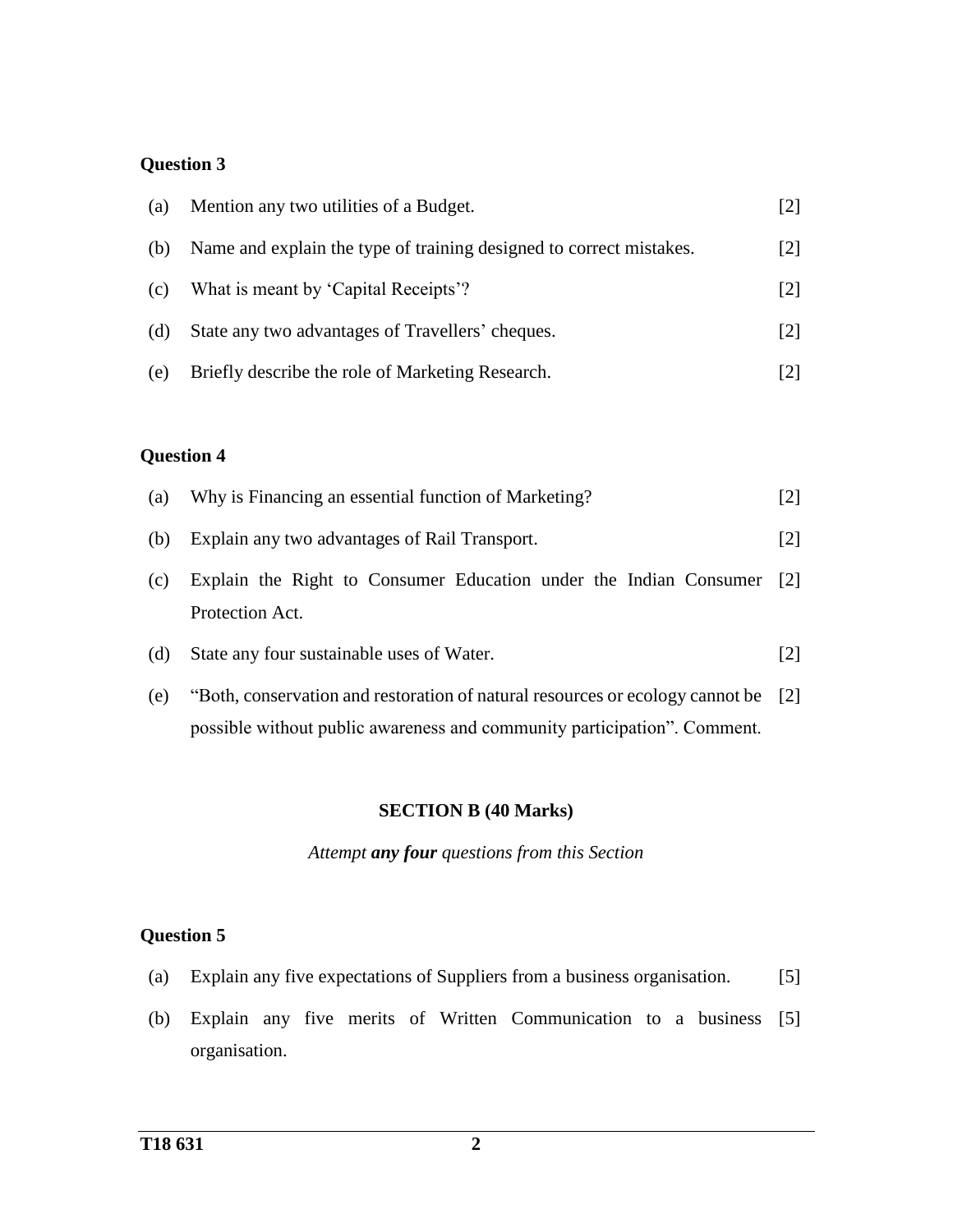**Question 3**

(a) Mention any two utilities of a Budget. [2]

(b) Name and explain the type of training designed to correct mistakes. [2]

(c) What is meant by 'Capital Receipts'? [2]

(d) State any two advantages of Travellers' cheques. [2]

(e) Briefly describe the role of Marketing Research. [2]

**Question 4**

(a) Why is Financing an essential function of Marketing? [2]

(b) Explain any two advantages of Rail Transport. [2]

(c) Explain the Right to Consumer Education under the Indian Consumer Protection Act. [2]

(d) State any four sustainable uses of Water. [2]

(e) "Both, conservation and restoration of natural resources or ecology cannot be possible without public awareness and community participation". Comment. [2]

**SECTION B (40 Marks)**

*Attempt **any four** questions from this Section*

**Question 5**

(a) Explain any five expectations of Suppliers from a business organisation. [5]

(b) Explain any five merits of Written Communication to a business organisation. [5]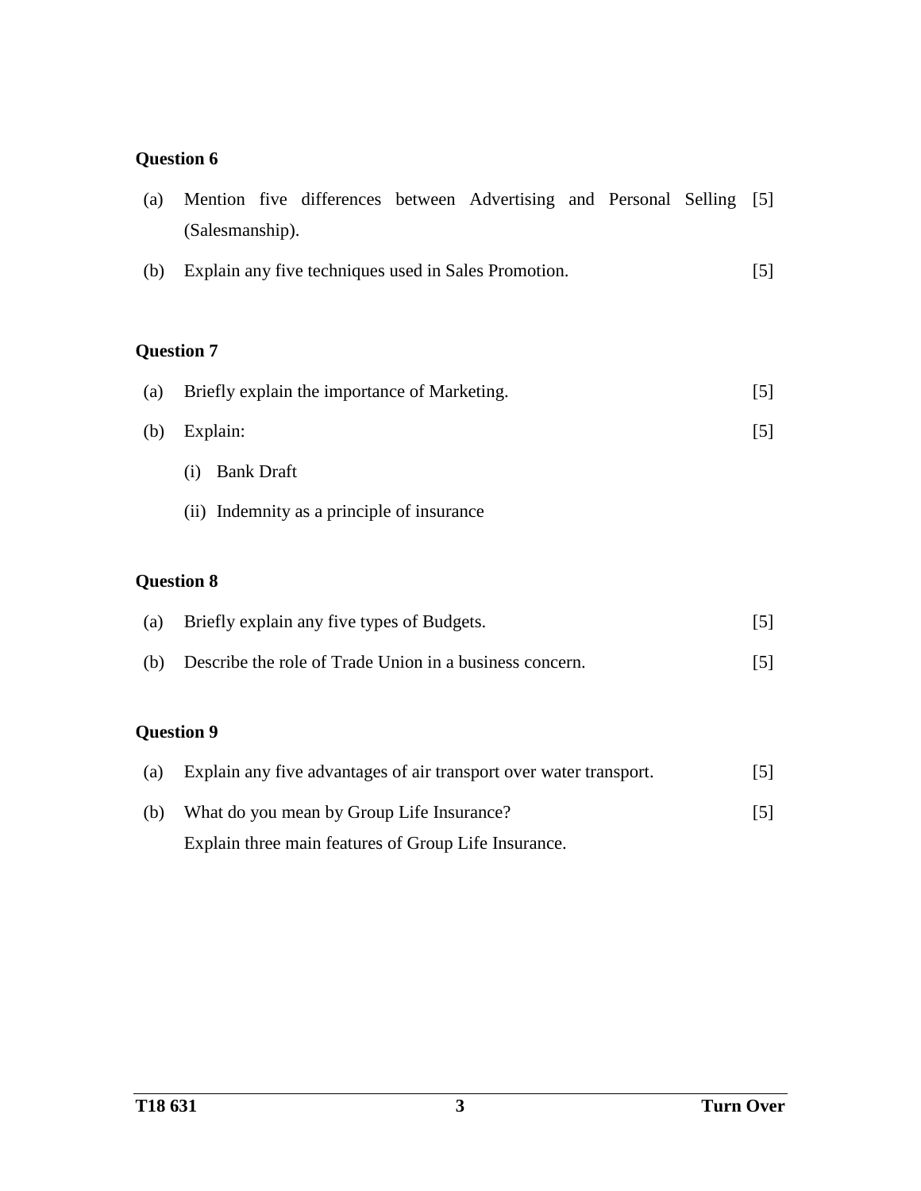**Question 6**

(a) Mention five differences between Advertising and Personal Selling (Salesmanship). [5]

(b) Explain any five techniques used in Sales Promotion. [5]

**Question 7**

(a) Briefly explain the importance of Marketing. [5]

(b) Explain: [5]

(i) Bank Draft

(ii) Indemnity as a principle of insurance

**Question 8**

(a) Briefly explain any five types of Budgets. [5]

(b) Describe the role of Trade Union in a business concern. [5]

**Question 9**

(a) Explain any five advantages of air transport over water transport. [5]

(b) What do you mean by Group Life Insurance? [5]
Explain three main features of Group Life Insurance.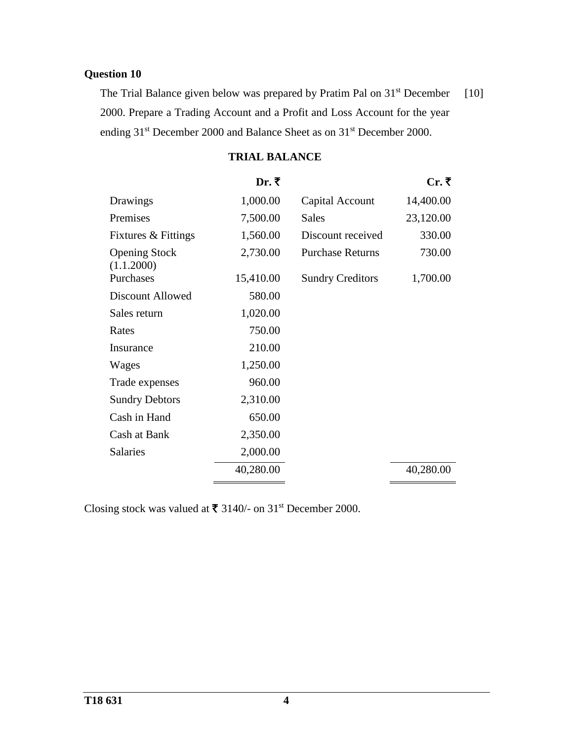**Question 10**

The Trial Balance given below was prepared by Pratim Pal on 31st December 2000. Prepare a Trading Account and a Profit and Loss Account for the year ending 31st December 2000 and Balance Sheet as on 31st December 2000. [10]

**TRIAL BALANCE**

| | Dr. ₹ | | Cr. ₹ |
|---|---|---|---|
| Drawings | 1,000.00 | Capital Account | 14,400.00 |
| Premises | 7,500.00 | Sales | 23,120.00 |
| Fixtures & Fittings | 1,560.00 | Discount received | 330.00 |
| Opening Stock (1.1.2000) | 2,730.00 | Purchase Returns | 730.00 |
| Purchases | 15,410.00 | Sundry Creditors | 1,700.00 |
| Discount Allowed | 580.00 | | |
| Sales return | 1,020.00 | | |
| Rates | 750.00 | | |
| Insurance | 210.00 | | |
| Wages | 1,250.00 | | |
| Trade expenses | 960.00 | | |
| Sundry Debtors | 2,310.00 | | |
| Cash in Hand | 650.00 | | |
| Cash at Bank | 2,350.00 | | |
| Salaries | 2,000.00 | | |
| | 40,280.00 | | 40,280.00 |

Closing stock was valued at ₹ 3140/- on 31st December 2000.